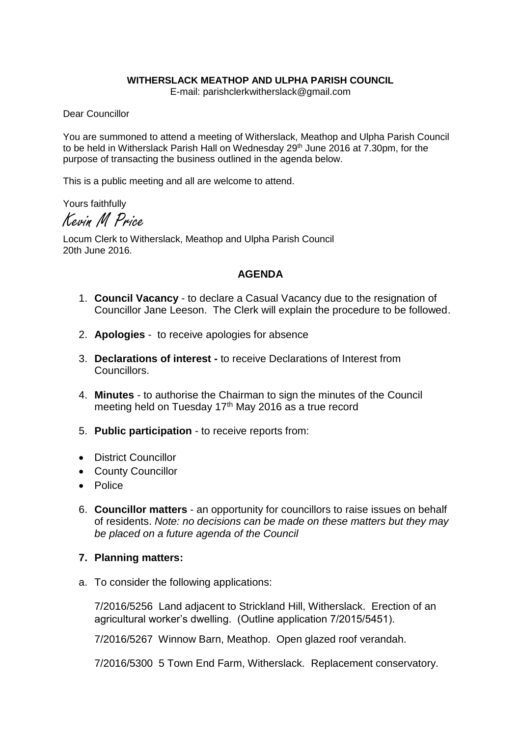**WITHERSLACK MEATHOP AND ULPHA PARISH COUNCIL**
E-mail: parishclerkwitherslack@gmail.com

Dear Councillor

You are summoned to attend a meeting of Witherslack, Meathop and Ulpha Parish Council to be held in Witherslack Parish Hall on Wednesday 29th June 2016 at 7.30pm, for the purpose of transacting the business outlined in the agenda below.

This is a public meeting and all are welcome to attend.

Yours faithfully

*Kevin M Price*

Locum Clerk to Witherslack, Meathop and Ulpha Parish Council
20th June 2016.

## AGENDA

1. **Council Vacancy** - to declare a Casual Vacancy due to the resignation of Councillor Jane Leeson. The Clerk will explain the procedure to be followed.

2. **Apologies** - to receive apologies for absence

3. **Declarations of interest -** to receive Declarations of Interest from Councillors.

4. **Minutes** - to authorise the Chairman to sign the minutes of the Council meeting held on Tuesday 17th May 2016 as a true record

5. **Public participation** - to receive reports from:

- District Councillor
- County Councillor
- Police

6. **Councillor matters** - an opportunity for councillors to raise issues on behalf of residents. *Note: no decisions can be made on these matters but they may be placed on a future agenda of the Council*

7. **Planning matters:**

a. To consider the following applications:

7/2016/5256 Land adjacent to Strickland Hill, Witherslack. Erection of an agricultural worker's dwelling. (Outline application 7/2015/5451).

7/2016/5267 Winnow Barn, Meathop. Open glazed roof verandah.

7/2016/5300 5 Town End Farm, Witherslack. Replacement conservatory.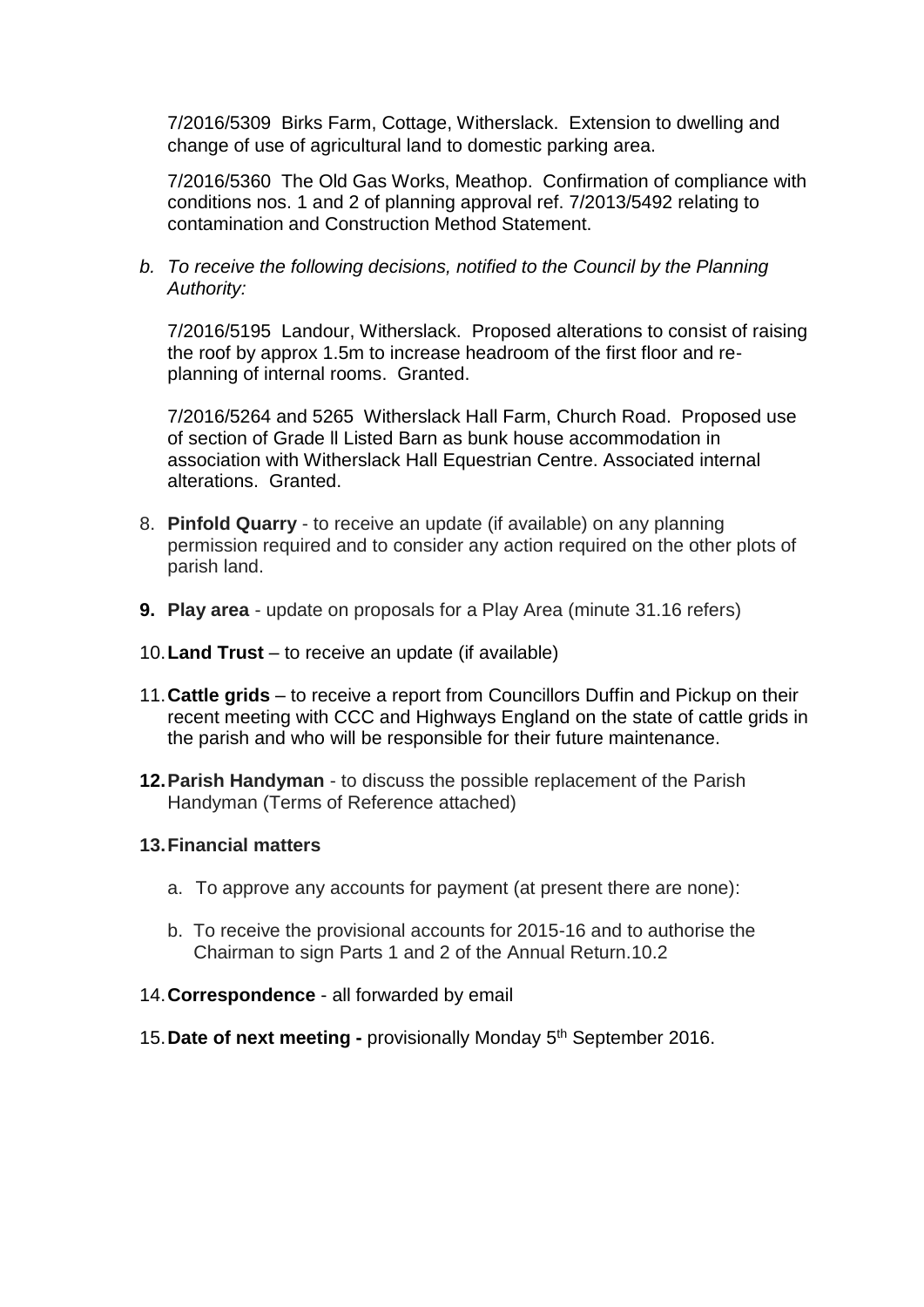7/2016/5309 Birks Farm, Cottage, Witherslack. Extension to dwelling and change of use of agricultural land to domestic parking area.

7/2016/5360 The Old Gas Works, Meathop. Confirmation of compliance with conditions nos. 1 and 2 of planning approval ref. 7/2013/5492 relating to contamination and Construction Method Statement.

b. *To receive the following decisions, notified to the Council by the Planning Authority:*

7/2016/5195 Landour, Witherslack. Proposed alterations to consist of raising the roof by approx 1.5m to increase headroom of the first floor and re-planning of internal rooms. Granted.

7/2016/5264 and 5265 Witherslack Hall Farm, Church Road. Proposed use of section of Grade ll Listed Barn as bunk house accommodation in association with Witherslack Hall Equestrian Centre. Associated internal alterations. Granted.

8. **Pinfold Quarry** - to receive an update (if available) on any planning permission required and to consider any action required on the other plots of parish land.

9. **Play area** - update on proposals for a Play Area (minute 31.16 refers)

10. **Land Trust** – to receive an update (if available)

11. **Cattle grids** – to receive a report from Councillors Duffin and Pickup on their recent meeting with CCC and Highways England on the state of cattle grids in the parish and who will be responsible for their future maintenance.

12. **Parish Handyman** - to discuss the possible replacement of the Parish Handyman (Terms of Reference attached)

13. **Financial matters**

    a. To approve any accounts for payment (at present there are none):

    b. To receive the provisional accounts for 2015-16 and to authorise the Chairman to sign Parts 1 and 2 of the Annual Return.10.2

14. **Correspondence** - all forwarded by email

15. **Date of next meeting -** provisionally Monday 5th September 2016.